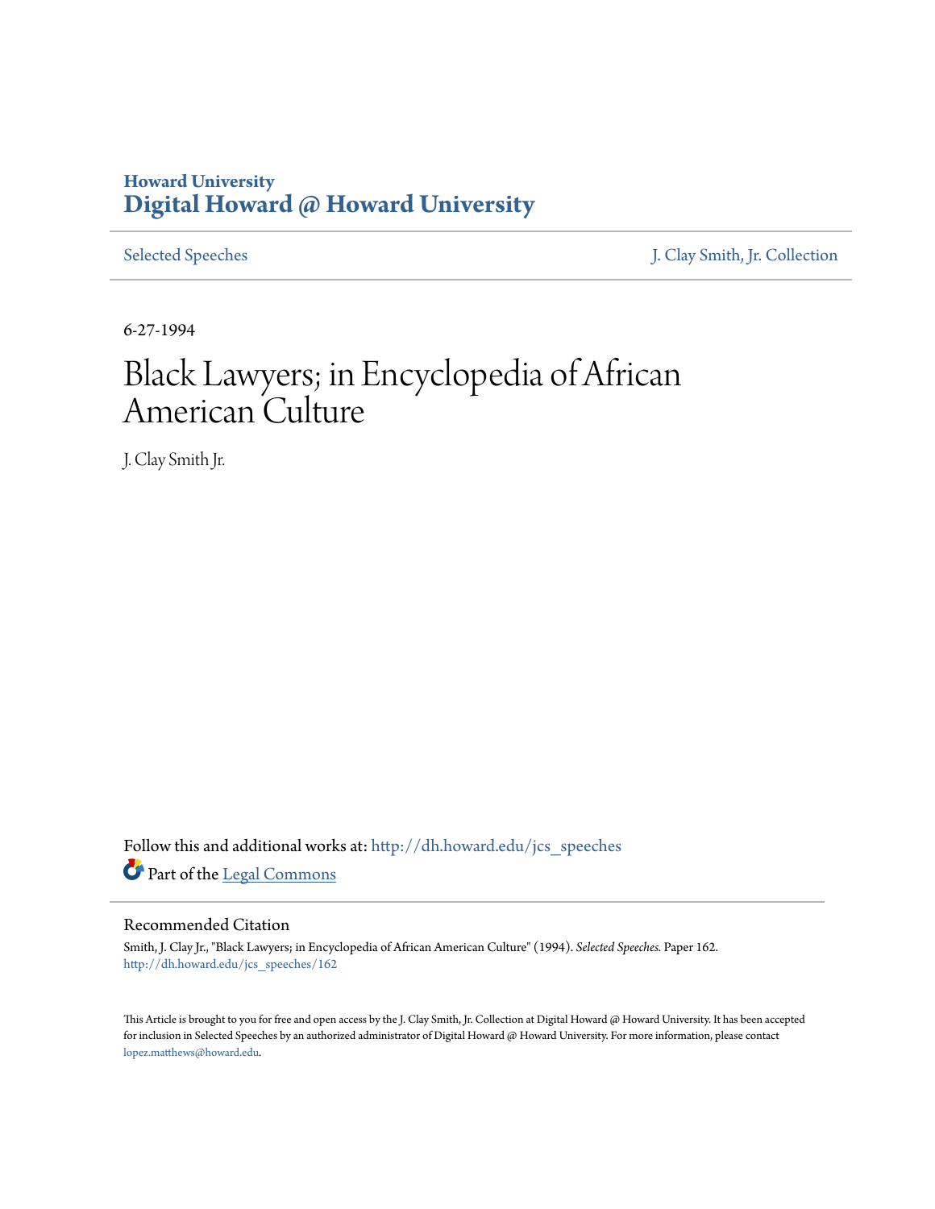Howard University
**Digital Howard @ Howard University**

Selected Speeches | J. Clay Smith, Jr. Collection

6-27-1994

# Black Lawyers; in Encyclopedia of African American Culture

J. Clay Smith Jr.

Follow this and additional works at: http://dh.howard.edu/jcs_speeches

Part of the Legal Commons

## Recommended Citation

Smith, J. Clay Jr., "Black Lawyers; in Encyclopedia of African American Culture" (1994). *Selected Speeches.* Paper 162.
http://dh.howard.edu/jcs_speeches/162

This Article is brought to you for free and open access by the J. Clay Smith, Jr. Collection at Digital Howard @ Howard University. It has been accepted for inclusion in Selected Speeches by an authorized administrator of Digital Howard @ Howard University. For more information, please contact lopez.matthews@howard.edu.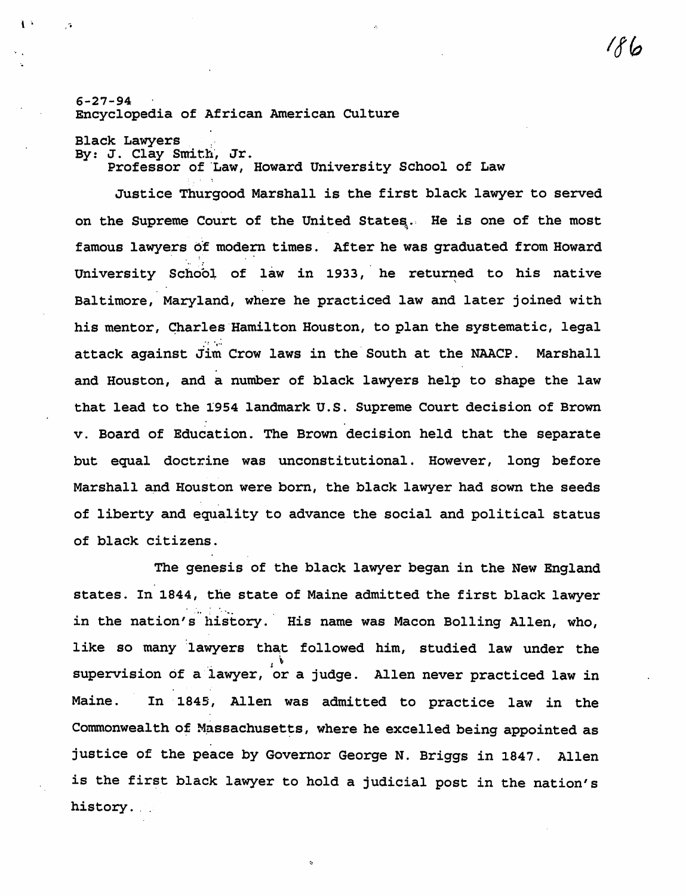6-27-94
Encyclopedia of African American Culture

Black Lawyers
By: J. Clay Smith, Jr.
Professor of Law, Howard University School of Law

Justice Thurgood Marshall is the first black lawyer to served on the Supreme Court of the United States. He is one of the most famous lawyers of modern times. After he was graduated from Howard University School of law in 1933, he returned to his native Baltimore, Maryland, where he practiced law and later joined with his mentor, Charles Hamilton Houston, to plan the systematic, legal attack against Jim Crow laws in the South at the NAACP. Marshall and Houston, and a number of black lawyers help to shape the law that lead to the 1954 landmark U.S. Supreme Court decision of Brown v. Board of Education. The Brown decision held that the separate but equal doctrine was unconstitutional. However, long before Marshall and Houston were born, the black lawyer had sown the seeds of liberty and equality to advance the social and political status of black citizens.

The genesis of the black lawyer began in the New England states. In 1844, the state of Maine admitted the first black lawyer in the nation's history. His name was Macon Bolling Allen, who, like so many lawyers that followed him, studied law under the supervision of a lawyer, or a judge. Allen never practiced law in Maine. In 1845, Allen was admitted to practice law in the Commonwealth of Massachusetts, where he excelled being appointed as justice of the peace by Governor George N. Briggs in 1847. Allen is the first black lawyer to hold a judicial post in the nation's history.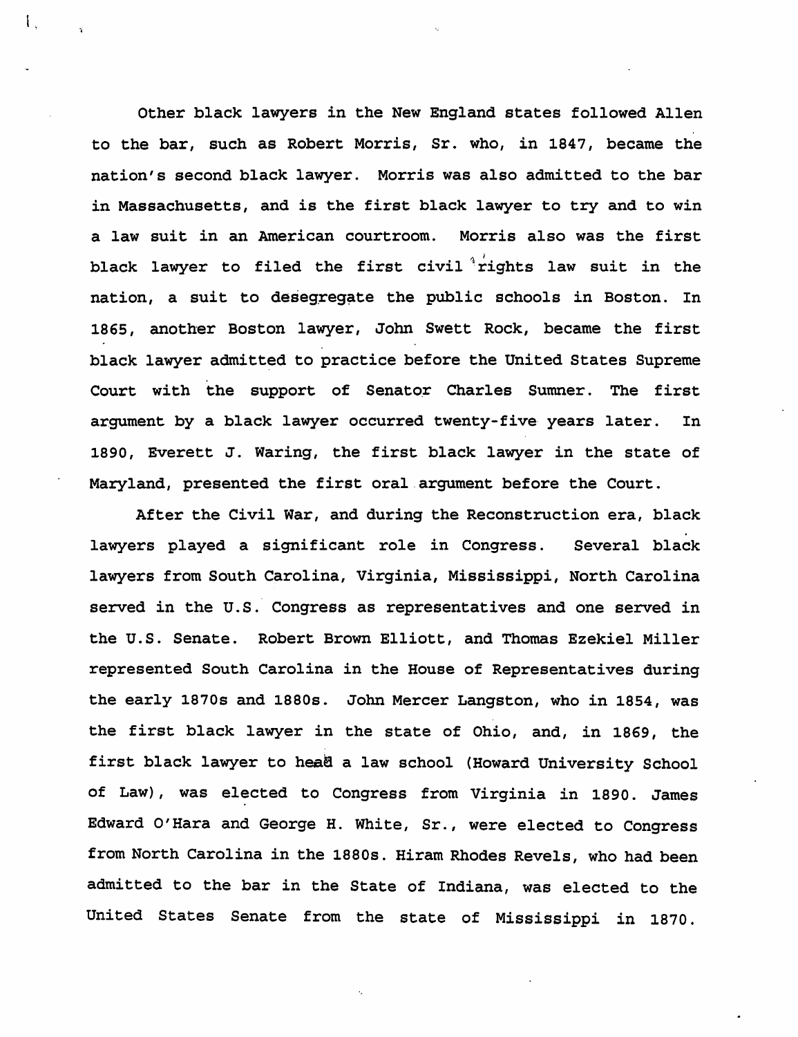Other black lawyers in the New England states followed Allen to the bar, such as Robert Morris, Sr. who, in 1847, became the nation's second black lawyer. Morris was also admitted to the bar in Massachusetts, and is the first black lawyer to try and to win a law suit in an American courtroom. Morris also was the first black lawyer to filed the first civil rights law suit in the nation, a suit to desegregate the public schools in Boston. In 1865, another Boston lawyer, John Swett Rock, became the first black lawyer admitted to practice before the United States Supreme Court with the support of Senator Charles Sumner. The first argument by a black lawyer occurred twenty-five years later. In 1890, Everett J. Waring, the first black lawyer in the state of Maryland, presented the first oral argument before the Court.

After the Civil War, and during the Reconstruction era, black lawyers played a significant role in Congress. Several black lawyers from South Carolina, Virginia, Mississippi, North Carolina served in the U.S. Congress as representatives and one served in the U.S. Senate. Robert Brown Elliott, and Thomas Ezekiel Miller represented South Carolina in the House of Representatives during the early 1870s and 1880s. John Mercer Langston, who in 1854, was the first black lawyer in the state of Ohio, and, in 1869, the first black lawyer to head a law school (Howard University School of Law), was elected to Congress from Virginia in 1890. James Edward O'Hara and George H. White, Sr., were elected to Congress from North Carolina in the 1880s. Hiram Rhodes Revels, who had been admitted to the bar in the State of Indiana, was elected to the United States Senate from the state of Mississippi in 1870.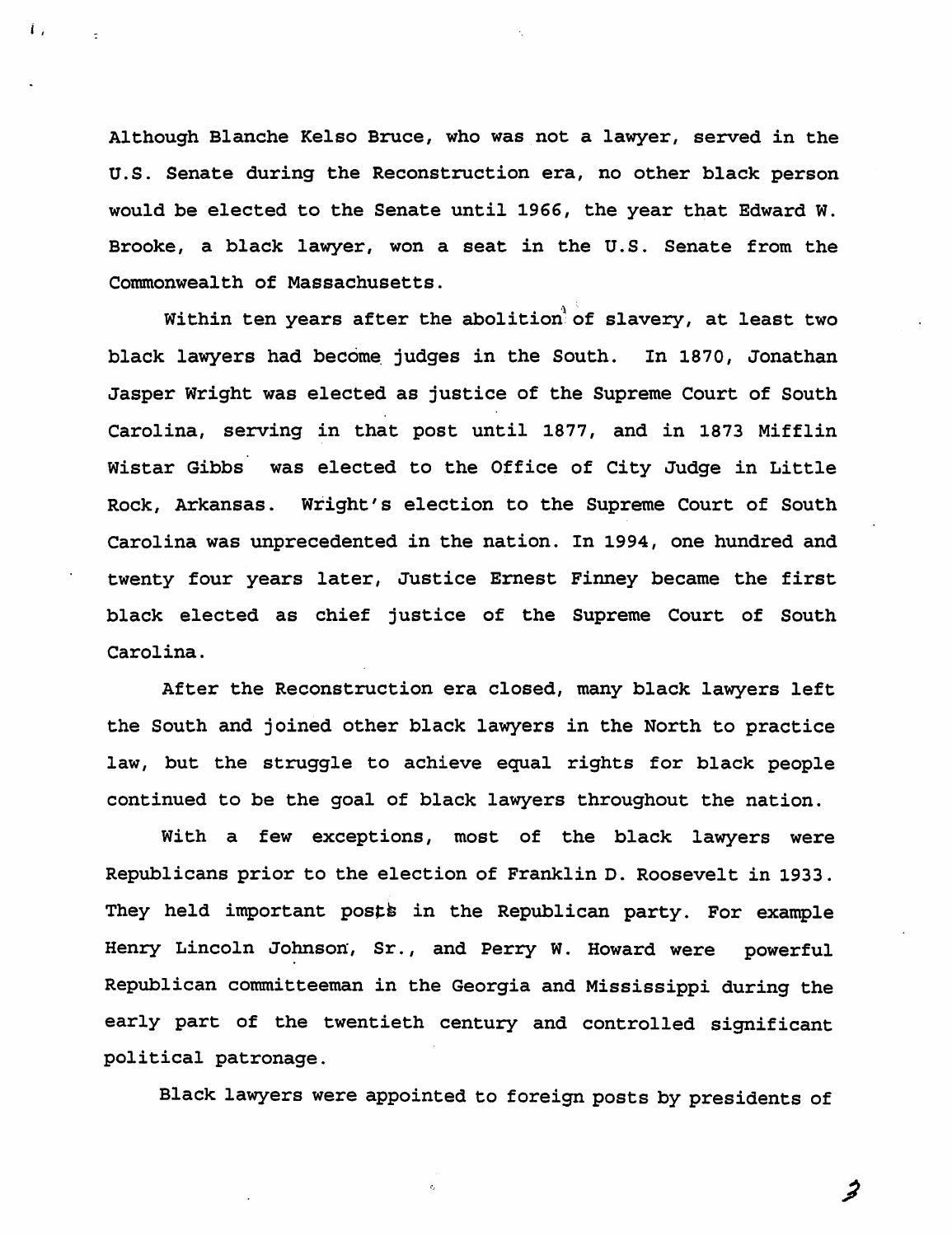Although Blanche Kelso Bruce, who was not a lawyer, served in the U.S. Senate during the Reconstruction era, no other black person would be elected to the Senate until 1966, the year that Edward W. Brooke, a black lawyer, won a seat in the U.S. Senate from the Commonwealth of Massachusetts.

Within ten years after the abolition of slavery, at least two black lawyers had become judges in the South. In 1870, Jonathan Jasper Wright was elected as justice of the Supreme Court of South Carolina, serving in that post until 1877, and in 1873 Mifflin Wistar Gibbs was elected to the Office of City Judge in Little Rock, Arkansas. Wright's election to the Supreme Court of South Carolina was unprecedented in the nation. In 1994, one hundred and twenty four years later, Justice Ernest Finney became the first black elected as chief justice of the Supreme Court of South Carolina.

After the Reconstruction era closed, many black lawyers left the South and joined other black lawyers in the North to practice law, but the struggle to achieve equal rights for black people continued to be the goal of black lawyers throughout the nation.

With a few exceptions, most of the black lawyers were Republicans prior to the election of Franklin D. Roosevelt in 1933. They held important posts in the Republican party. For example Henry Lincoln Johnson, Sr., and Perry W. Howard were powerful Republican committeeman in the Georgia and Mississippi during the early part of the twentieth century and controlled significant political patronage.

Black lawyers were appointed to foreign posts by presidents of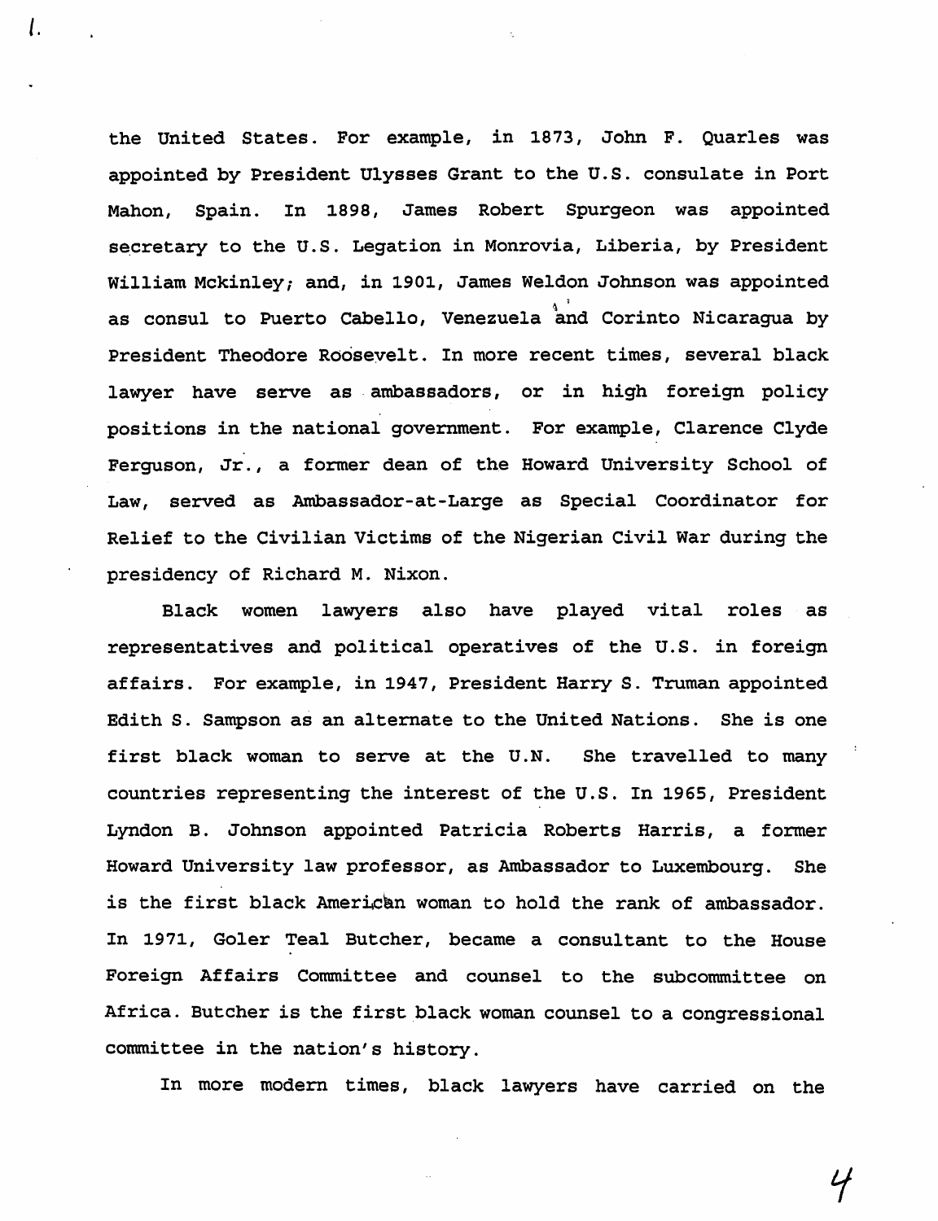the United States. For example, in 1873, John F. Quarles was appointed by President Ulysses Grant to the U.S. consulate in Port Mahon, Spain. In 1898, James Robert Spurgeon was appointed secretary to the U.S. Legation in Monrovia, Liberia, by President William Mckinley; and, in 1901, James Weldon Johnson was appointed as consul to Puerto Cabello, Venezuela and Corinto Nicaragua by President Theodore Roosevelt. In more recent times, several black lawyer have serve as ambassadors, or in high foreign policy positions in the national government. For example, Clarence Clyde Ferguson, Jr., a former dean of the Howard University School of Law, served as Ambassador-at-Large as Special Coordinator for Relief to the Civilian Victims of the Nigerian Civil War during the presidency of Richard M. Nixon.

Black women lawyers also have played vital roles as representatives and political operatives of the U.S. in foreign affairs. For example, in 1947, President Harry S. Truman appointed Edith S. Sampson as an alternate to the United Nations. She is one first black woman to serve at the U.N. She travelled to many countries representing the interest of the U.S. In 1965, President Lyndon B. Johnson appointed Patricia Roberts Harris, a former Howard University law professor, as Ambassador to Luxembourg. She is the first black American woman to hold the rank of ambassador. In 1971, Goler Teal Butcher, became a consultant to the House Foreign Affairs Committee and counsel to the subcommittee on Africa. Butcher is the first black woman counsel to a congressional committee in the nation's history.

In more modern times, black lawyers have carried on the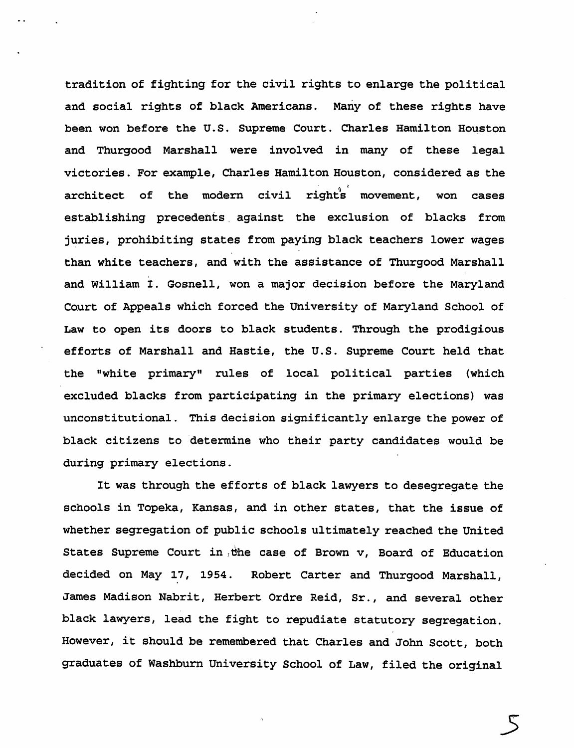tradition of fighting for the civil rights to enlarge the political and social rights of black Americans. Many of these rights have been won before the U.S. Supreme Court. Charles Hamilton Houston and Thurgood Marshall were involved in many of these legal victories. For example, Charles Hamilton Houston, considered as the architect of the modern civil rights movement, won cases establishing precedents against the exclusion of blacks from juries, prohibiting states from paying black teachers lower wages than white teachers, and with the assistance of Thurgood Marshall and William I. Gosnell, won a major decision before the Maryland Court of Appeals which forced the University of Maryland School of Law to open its doors to black students. Through the prodigious efforts of Marshall and Hastie, the U.S. Supreme Court held that the "white primary" rules of local political parties (which excluded blacks from participating in the primary elections) was unconstitutional. This decision significantly enlarge the power of black citizens to determine who their party candidates would be during primary elections.

It was through the efforts of black lawyers to desegregate the schools in Topeka, Kansas, and in other states, that the issue of whether segregation of public schools ultimately reached the United States Supreme Court in the case of Brown v, Board of Education decided on May 17, 1954. Robert Carter and Thurgood Marshall, James Madison Nabrit, Herbert Ordre Reid, Sr., and several other black lawyers, lead the fight to repudiate statutory segregation. However, it should be remembered that Charles and John Scott, both graduates of Washburn University School of Law, filed the original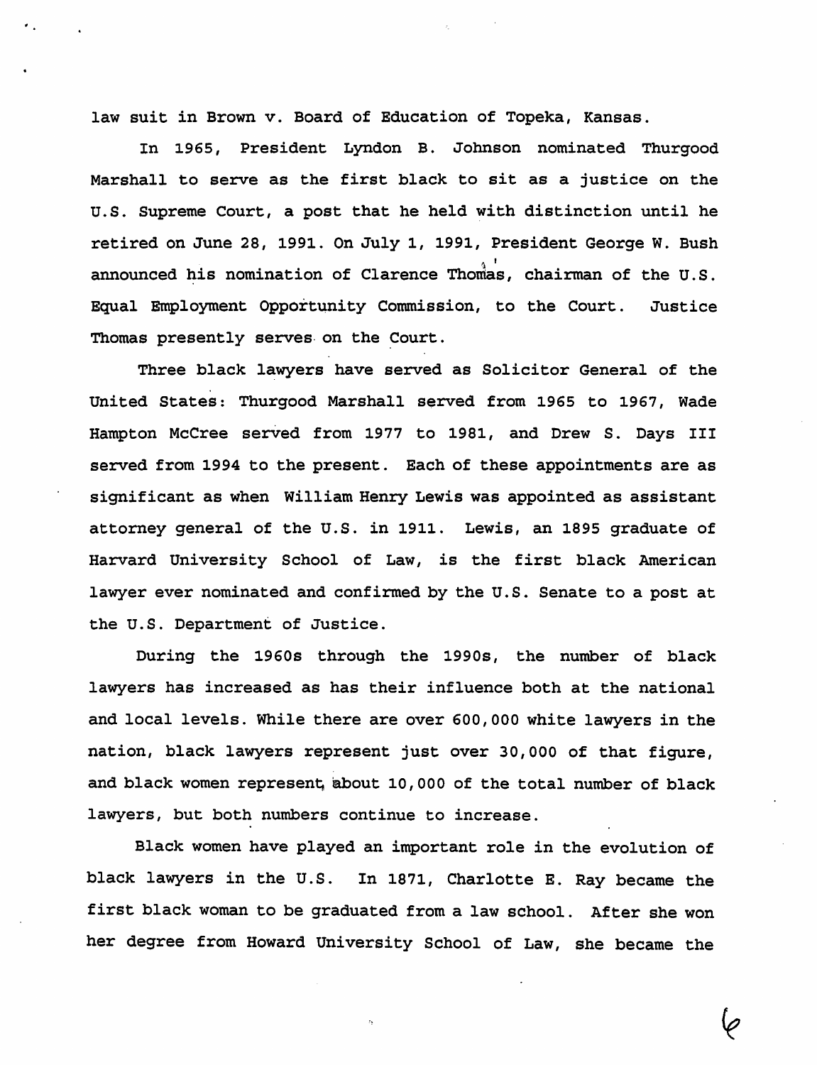law suit in Brown v. Board of Education of Topeka, Kansas.

In 1965, President Lyndon B. Johnson nominated Thurgood Marshall to serve as the first black to sit as a justice on the U.S. Supreme Court, a post that he held with distinction until he retired on June 28, 1991. On July 1, 1991, President George W. Bush announced his nomination of Clarence Thomas, chairman of the U.S. Equal Employment Opportunity Commission, to the Court. Justice Thomas presently serves on the Court.

Three black lawyers have served as Solicitor General of the United States: Thurgood Marshall served from 1965 to 1967, Wade Hampton McCree served from 1977 to 1981, and Drew S. Days III served from 1994 to the present. Each of these appointments are as significant as when William Henry Lewis was appointed as assistant attorney general of the U.S. in 1911. Lewis, an 1895 graduate of Harvard University School of Law, is the first black American lawyer ever nominated and confirmed by the U.S. Senate to a post at the U.S. Department of Justice.

During the 1960s through the 1990s, the number of black lawyers has increased as has their influence both at the national and local levels. While there are over 600,000 white lawyers in the nation, black lawyers represent just over 30,000 of that figure, and black women represent about 10,000 of the total number of black lawyers, but both numbers continue to increase.

Black women have played an important role in the evolution of black lawyers in the U.S. In 1871, Charlotte E. Ray became the first black woman to be graduated from a law school. After she won her degree from Howard University School of Law, she became the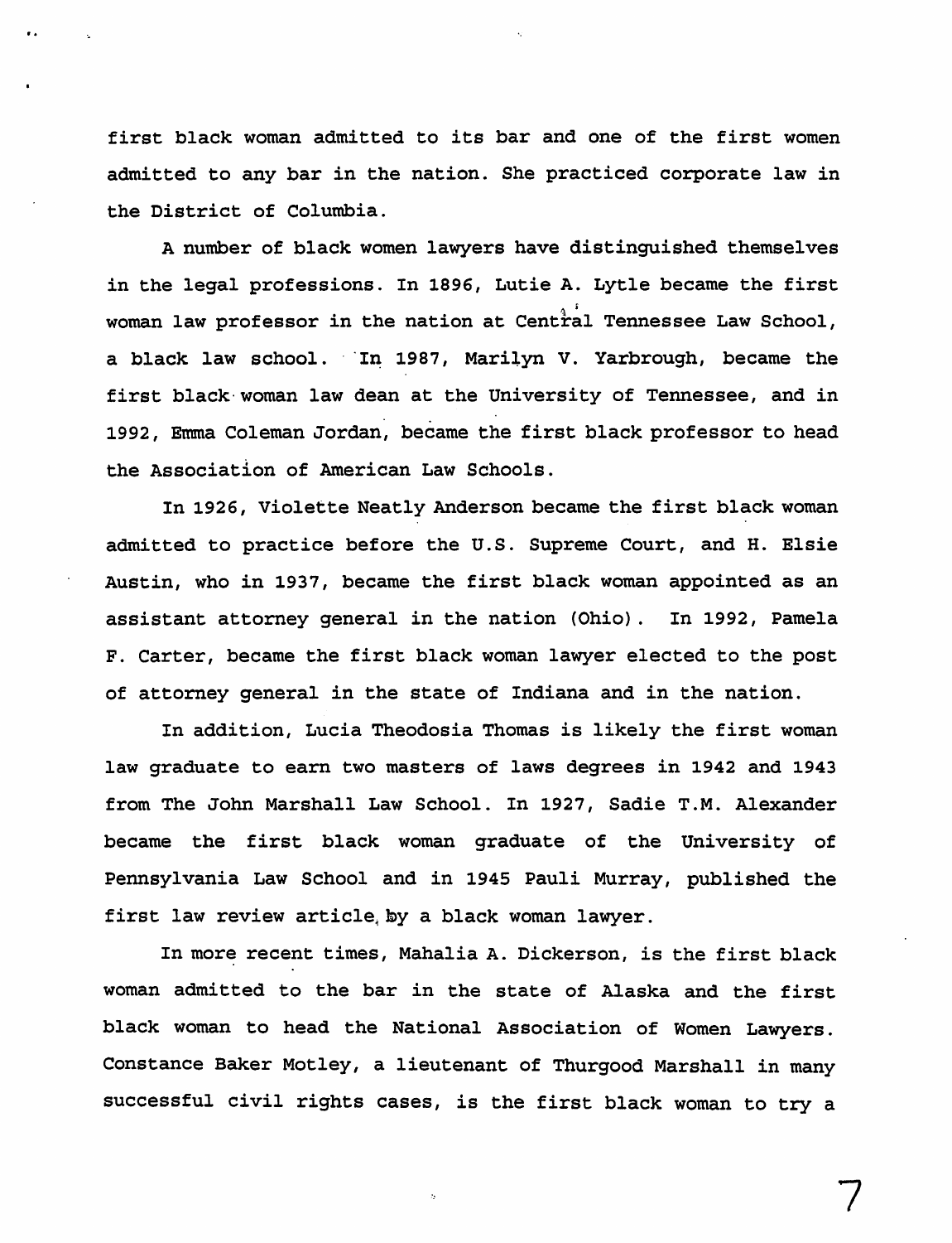first black woman admitted to its bar and one of the first women admitted to any bar in the nation. She practiced corporate law in the District of Columbia.

A number of black women lawyers have distinguished themselves in the legal professions. In 1896, Lutie A. Lytle became the first woman law professor in the nation at Central Tennessee Law School, a black law school. In 1987, Marilyn V. Yarbrough, became the first black woman law dean at the University of Tennessee, and in 1992, Emma Coleman Jordan, became the first black professor to head the Association of American Law Schools.

In 1926, Violette Neatly Anderson became the first black woman admitted to practice before the U.S. Supreme Court, and H. Elsie Austin, who in 1937, became the first black woman appointed as an assistant attorney general in the nation (Ohio). In 1992, Pamela F. Carter, became the first black woman lawyer elected to the post of attorney general in the state of Indiana and in the nation.

In addition, Lucia Theodosia Thomas is likely the first woman law graduate to earn two masters of laws degrees in 1942 and 1943 from The John Marshall Law School. In 1927, Sadie T.M. Alexander became the first black woman graduate of the University of Pennsylvania Law School and in 1945 Pauli Murray, published the first law review article by a black woman lawyer.

In more recent times, Mahalia A. Dickerson, is the first black woman admitted to the bar in the state of Alaska and the first black woman to head the National Association of Women Lawyers. Constance Baker Motley, a lieutenant of Thurgood Marshall in many successful civil rights cases, is the first black woman to try a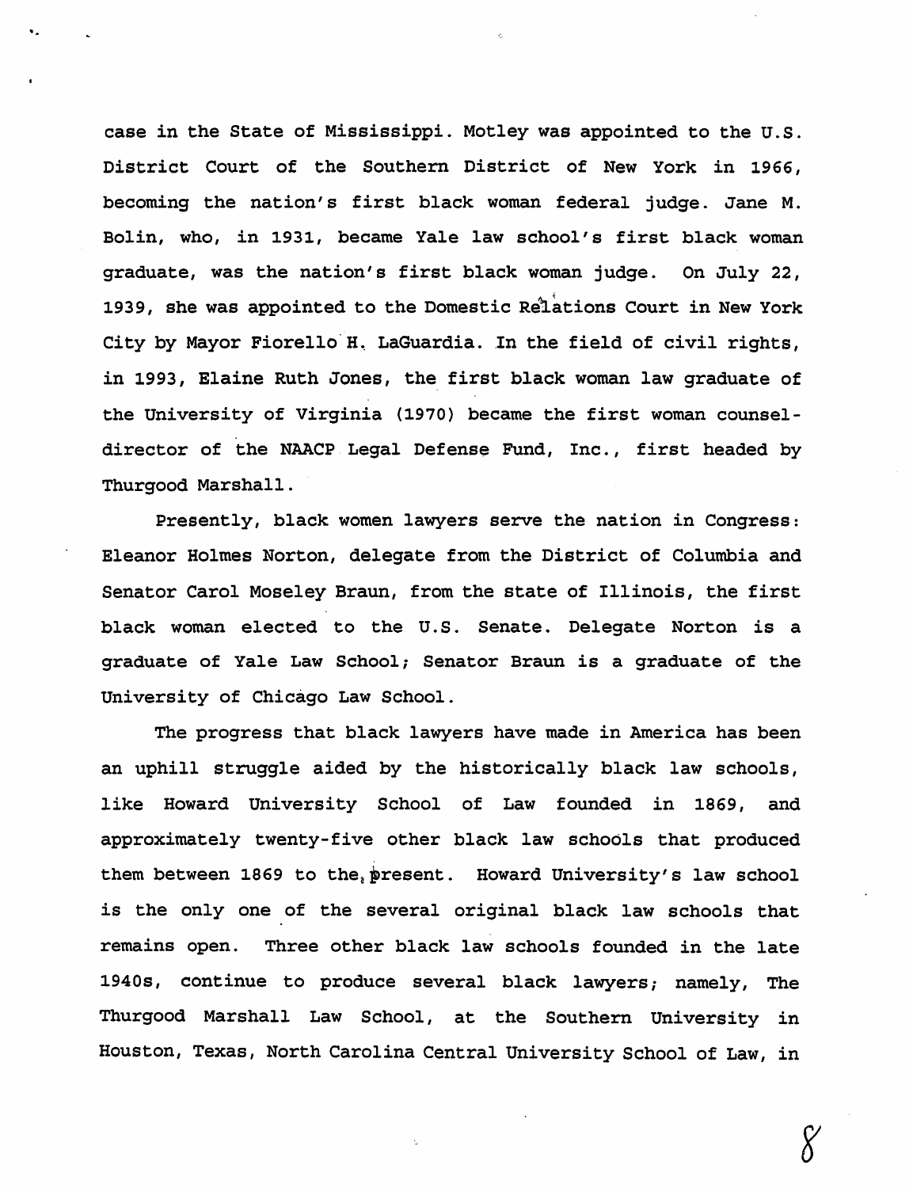case in the State of Mississippi. Motley was appointed to the U.S. District Court of the Southern District of New York in 1966, becoming the nation's first black woman federal judge. Jane M. Bolin, who, in 1931, became Yale law school's first black woman graduate, was the nation's first black woman judge. On July 22, 1939, she was appointed to the Domestic Relations Court in New York City by Mayor Fiorello H. LaGuardia. In the field of civil rights, in 1993, Elaine Ruth Jones, the first black woman law graduate of the University of Virginia (1970) became the first woman counsel-director of the NAACP Legal Defense Fund, Inc., first headed by Thurgood Marshall.

Presently, black women lawyers serve the nation in Congress: Eleanor Holmes Norton, delegate from the District of Columbia and Senator Carol Moseley Braun, from the state of Illinois, the first black woman elected to the U.S. Senate. Delegate Norton is a graduate of Yale Law School; Senator Braun is a graduate of the University of Chicago Law School.

The progress that black lawyers have made in America has been an uphill struggle aided by the historically black law schools, like Howard University School of Law founded in 1869, and approximately twenty-five other black law schools that produced them between 1869 to the present. Howard University's law school is the only one of the several original black law schools that remains open. Three other black law schools founded in the late 1940s, continue to produce several black lawyers; namely, The Thurgood Marshall Law School, at the Southern University in Houston, Texas, North Carolina Central University School of Law, in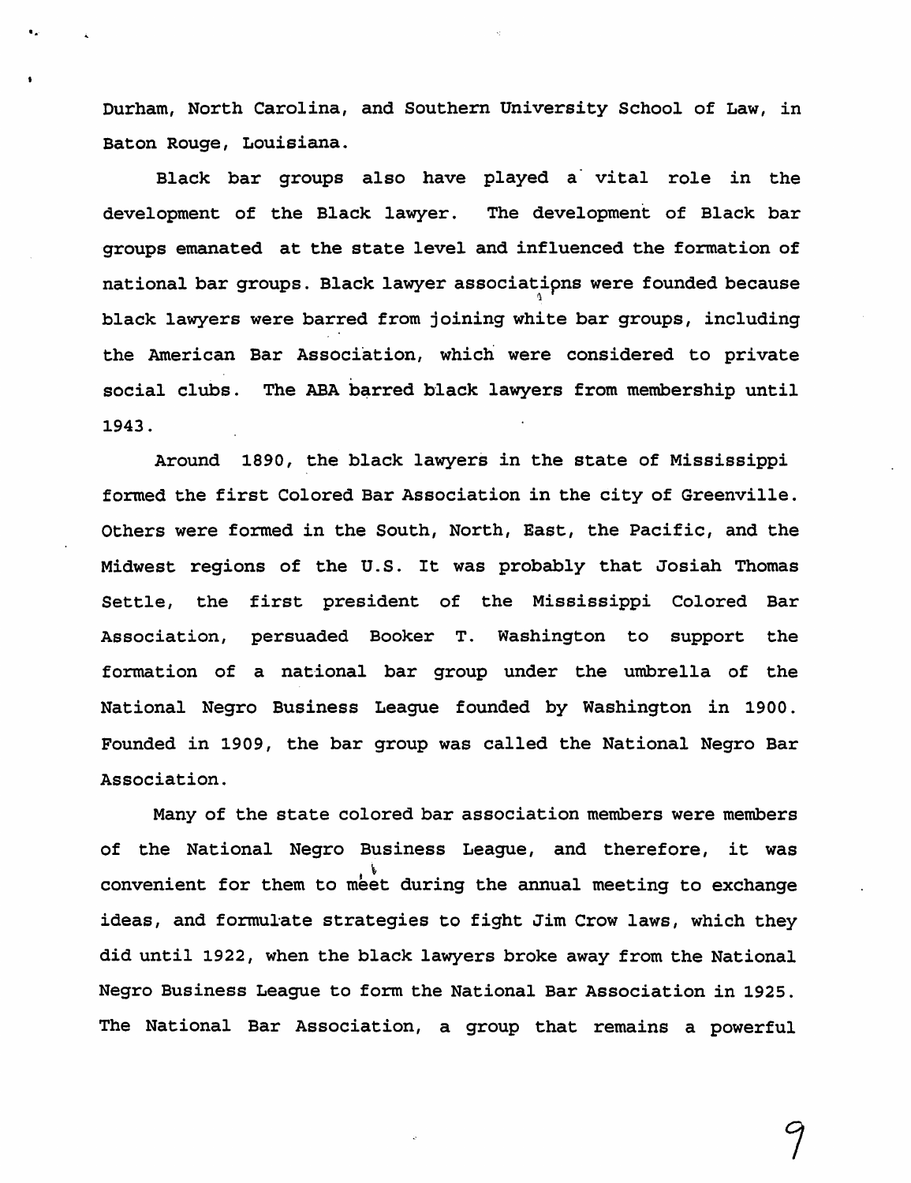Durham, North Carolina, and Southern University School of Law, in Baton Rouge, Louisiana.

Black bar groups also have played a vital role in the development of the Black lawyer. The development of Black bar groups emanated at the state level and influenced the formation of national bar groups. Black lawyer associations were founded because black lawyers were barred from joining white bar groups, including the American Bar Association, which were considered to private social clubs. The ABA barred black lawyers from membership until 1943.

Around 1890, the black lawyers in the state of Mississippi formed the first Colored Bar Association in the city of Greenville. Others were formed in the South, North, East, the Pacific, and the Midwest regions of the U.S. It was probably that Josiah Thomas Settle, the first president of the Mississippi Colored Bar Association, persuaded Booker T. Washington to support the formation of a national bar group under the umbrella of the National Negro Business League founded by Washington in 1900. Founded in 1909, the bar group was called the National Negro Bar Association.

Many of the state colored bar association members were members of the National Negro Business League, and therefore, it was convenient for them to meet during the annual meeting to exchange ideas, and formulate strategies to fight Jim Crow laws, which they did until 1922, when the black lawyers broke away from the National Negro Business League to form the National Bar Association in 1925. The National Bar Association, a group that remains a powerful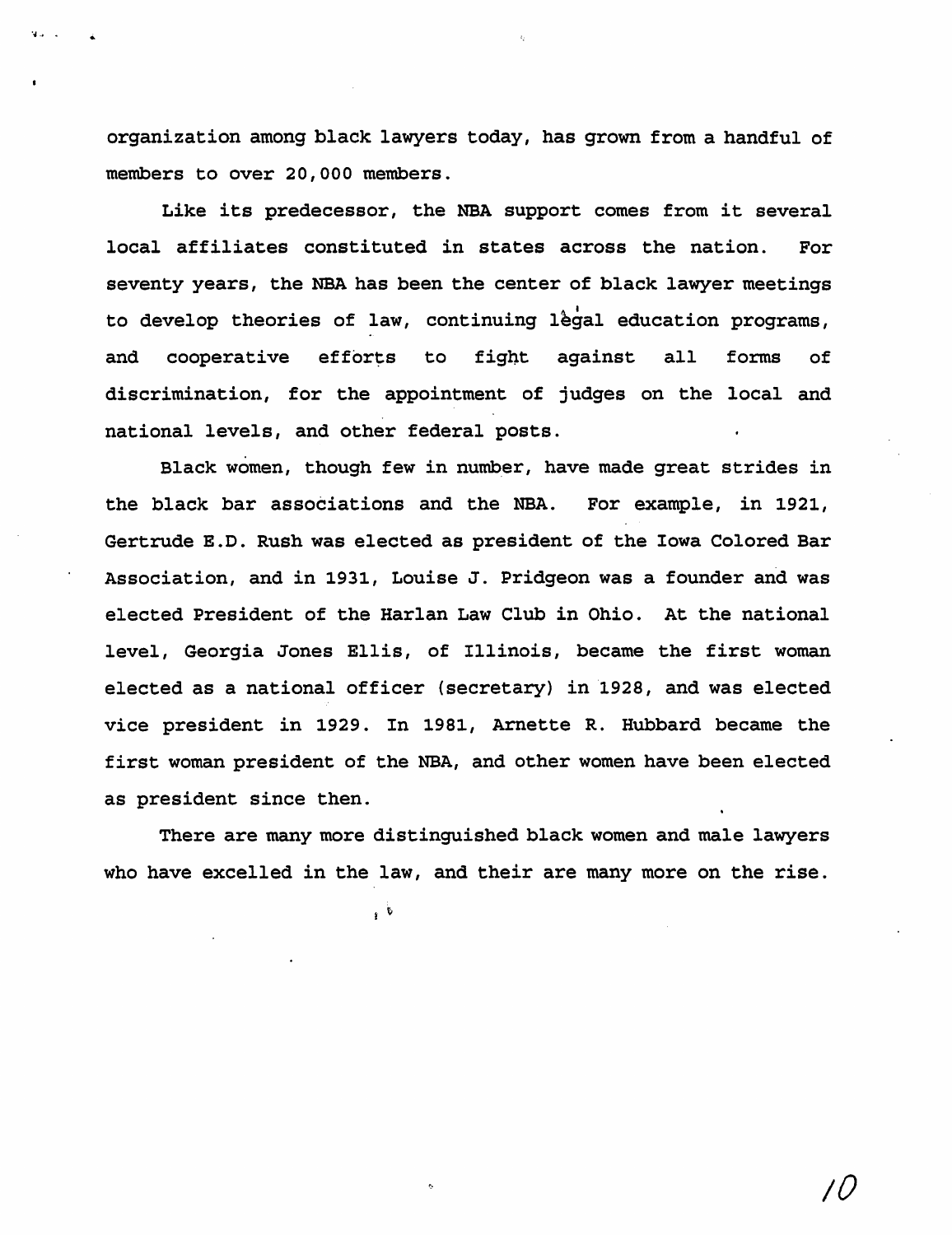organization among black lawyers today, has grown from a handful of members to over 20,000 members.

Like its predecessor, the NBA support comes from it several local affiliates constituted in states across the nation. For seventy years, the NBA has been the center of black lawyer meetings to develop theories of law, continuing legal education programs, and cooperative efforts to fight against all forms of discrimination, for the appointment of judges on the local and national levels, and other federal posts.

Black women, though few in number, have made great strides in the black bar associations and the NBA. For example, in 1921, Gertrude E.D. Rush was elected as president of the Iowa Colored Bar Association, and in 1931, Louise J. Pridgeon was a founder and was elected President of the Harlan Law Club in Ohio. At the national level, Georgia Jones Ellis, of Illinois, became the first woman elected as a national officer (secretary) in 1928, and was elected vice president in 1929. In 1981, Arnette R. Hubbard became the first woman president of the NBA, and other women have been elected as president since then.

There are many more distinguished black women and male lawyers who have excelled in the law, and their are many more on the rise.